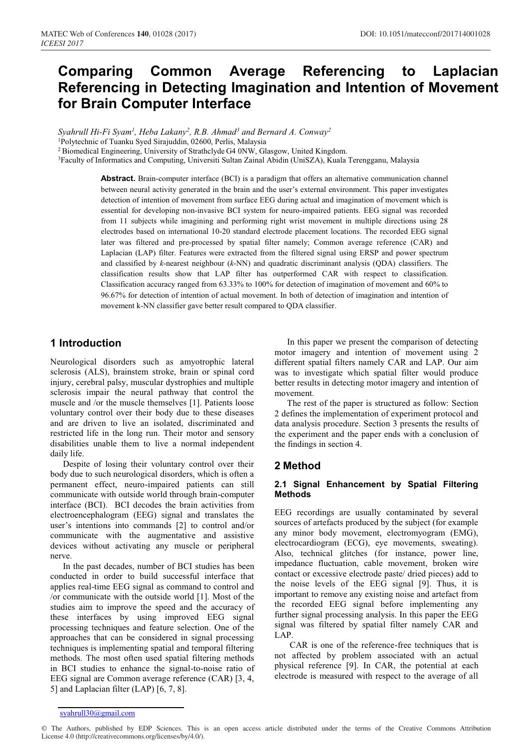# Comparing Common Average Referencing to Laplacian Referencing in Detecting Imagination and Intention of Movement for Brain Computer Interface

*Syahrull Hi-Fi Syam[1], Heba Lakany[2], R.B. Ahmad[3] and Bernard A. Conway[2]*

[1]Polytechnic of Tuanku Syed Sirajuddin, 02600, Perlis, Malaysia

[2]Biomedical Engineering, University of Strathclyde G4 0NW, Glasgow, United Kingdom.

[3]Faculty of Informatics and Computing, Universiti Sultan Zainal Abidin (UniSZA), Kuala Terengganu, Malaysia

**Abstract.** Brain-computer interface (BCI) is a paradigm that offers an alternative communication channel between neural activity generated in the brain and the user's external environment. This paper investigates detection of intention of movement from surface EEG during actual and imagination of movement which is essential for developing non-invasive BCI system for neuro-impaired patients. EEG signal was recorded from 11 subjects while imagining and performing right wrist movement in multiple directions using 28 electrodes based on international 10-20 standard electrode placement locations. The recorded EEG signal later was filtered and pre-processed by spatial filter namely; Common average reference (CAR) and Laplacian (LAP) filter. Features were extracted from the filtered signal using ERSP and power spectrum and classified by *k*-nearest neighbour (*k*-NN) and quadratic discriminant analysis (QDA) classifiers. The classification results show that LAP filter has outperformed CAR with respect to classification. Classification accuracy ranged from 63.33% to 100% for detection of imagination of movement and 60% to 96.67% for detection of intention of actual movement. In both of detection of imagination and intention of movement k-NN classifier gave better result compared to QDA classifier.

## 1 Introduction

Neurological disorders such as amyotrophic lateral sclerosis (ALS), brainstem stroke, brain or spinal cord injury, cerebral palsy, muscular dystrophies and multiple sclerosis impair the neural pathway that control the muscle and /or the muscle themselves [1]. Patients loose voluntary control over their body due to these diseases and are driven to live an isolated, discriminated and restricted life in the long run. Their motor and sensory disabilities unable them to live a normal independent daily life.

Despite of losing their voluntary control over their body due to such neurological disorders, which is often a permanent effect, neuro-impaired patients can still communicate with outside world through brain-computer interface (BCI). BCI decodes the brain activities from electroencephalogram (EEG) signal and translates the user's intentions into commands [2] to control and/or communicate with the augmentative and assistive devices without activating any muscle or peripheral nerve.

In the past decades, number of BCI studies has been conducted in order to build successful interface that applies real-time EEG signal as command to control and /or communicate with the outside world [1]. Most of the studies aim to improve the speed and the accuracy of these interfaces by using improved EEG signal processing techniques and feature selection. One of the approaches that can be considered in signal processing techniques is implementing spatial and temporal filtering methods. The most often used spatial filtering methods in BCI studies to enhance the signal-to-noise ratio of EEG signal are Common average reference (CAR) [3, 4, 5] and Laplacian filter (LAP) [6, 7, 8].

In this paper we present the comparison of detecting motor imagery and intention of movement using 2 different spatial filters namely CAR and LAP. Our aim was to investigate which spatial filter would produce better results in detecting motor imagery and intention of movement.

The rest of the paper is structured as follow: Section 2 defines the implementation of experiment protocol and data analysis procedure. Section 3 presents the results of the experiment and the paper ends with a conclusion of the findings in section 4.

## 2 Method

### 2.1 Signal Enhancement by Spatial Filtering Methods

EEG recordings are usually contaminated by several sources of artefacts produced by the subject (for example any minor body movement, electromyogram (EMG), electrocardiogram (ECG), eye movements, sweating). Also, technical glitches (for instance, power line, impedance fluctuation, cable movement, broken wire contact or excessive electrode paste/ dried pieces) add to the noise levels of the EEG signal [9]. Thus, it is important to remove any existing noise and artefact from the recorded EEG signal before implementing any further signal processing analysis. In this paper the EEG signal was filtered by spatial filter namely CAR and LAP.

CAR is one of the reference-free techniques that is not affected by problem associated with an actual physical reference [9]. In CAR, the potential at each electrode is measured with respect to the average of all

syahrull30@gmail.com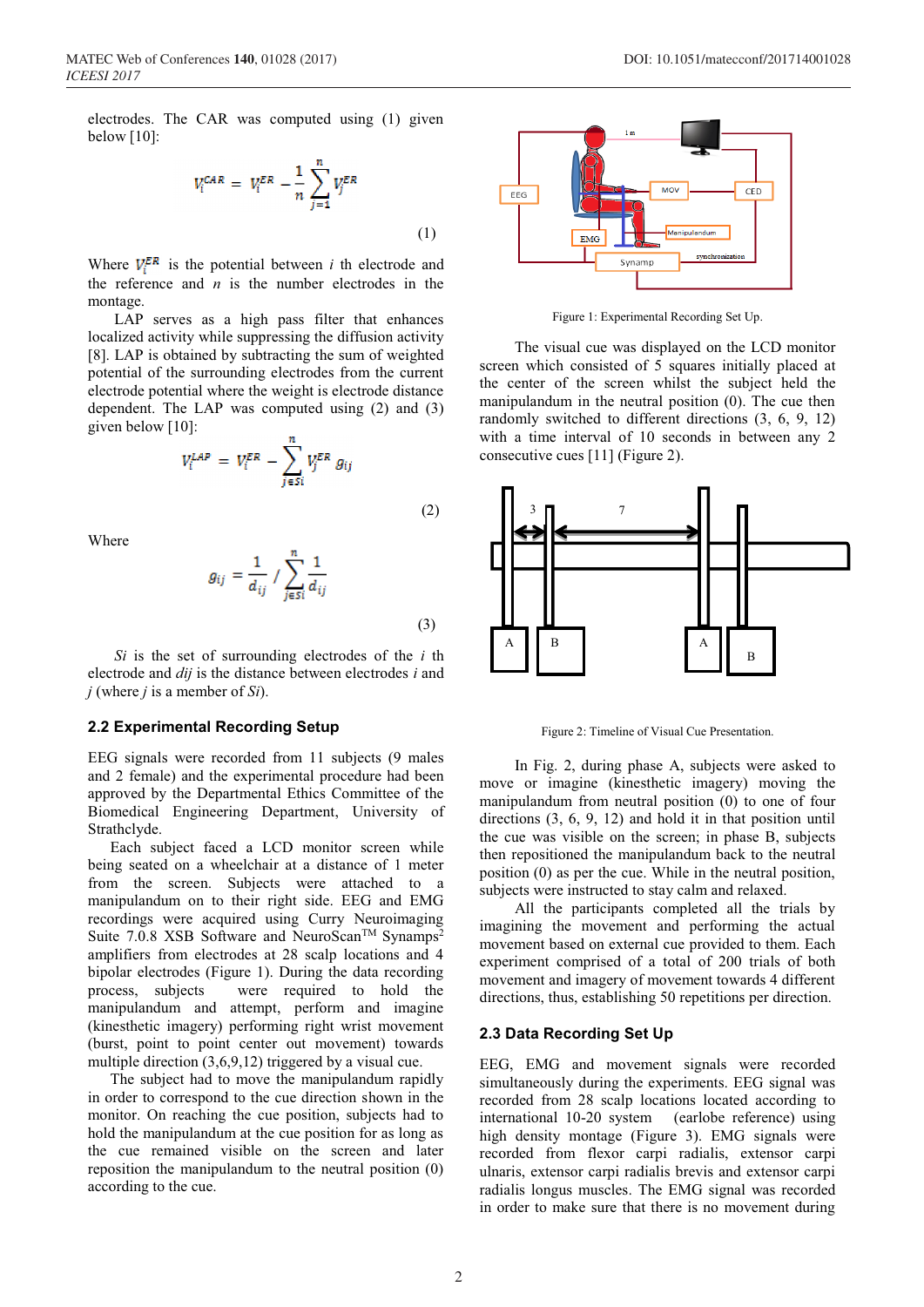electrodes. The CAR was computed using (1) given below [10]:

$$V_i^{CAR} = V_i^{ER} - \frac{1}{n}\sum_{j=1}^{n} V_j^{ER} \quad (1)$$

Where $V_i^{ER}$ is the potential between $i$ th electrode and the reference and $n$ is the number electrodes in the montage.

LAP serves as a high pass filter that enhances localized activity while suppressing the diffusion activity [8]. LAP is obtained by subtracting the sum of weighted potential of the surrounding electrodes from the current electrode potential where the weight is electrode distance dependent. The LAP was computed using (2) and (3) given below [10]:

$$V_i^{LAP} = V_i^{ER} - \sum_{j\in Si}^{n} V_j^{ER} g_{ij} \quad (2)$$

Where

$$g_{ij} = \frac{1}{d_{ij}} / \sum_{j\in Si}^{n} \frac{1}{d_{ij}} \quad (3)$$

*Si* is the set of surrounding electrodes of the $i$ th electrode and *dij* is the distance between electrodes $i$ and $j$ (where $j$ is a member of *Si*).

## 2.2 Experimental Recording Setup

EEG signals were recorded from 11 subjects (9 males and 2 female) and the experimental procedure had been approved by the Departmental Ethics Committee of the Biomedical Engineering Department, University of Strathclyde.

Each subject faced a LCD monitor screen while being seated on a wheelchair at a distance of 1 meter from the screen. Subjects were attached to a manipulandum on to their right side. EEG and EMG recordings were acquired using Curry Neuroimaging Suite 7.0.8 XSB Software and NeuroScan™ Synamps² amplifiers from electrodes at 28 scalp locations and 4 bipolar electrodes (Figure 1). During the data recording process, subjects were required to hold the manipulandum and attempt, perform and imagine (kinesthetic imagery) performing right wrist movement (burst, point to point center out movement) towards multiple direction (3,6,9,12) triggered by a visual cue.

The subject had to move the manipulandum rapidly in order to correspond to the cue direction shown in the monitor. On reaching the cue position, subjects had to hold the manipulandum at the cue position for as long as the cue remained visible on the screen and later reposition the manipulandum to the neutral position (0) according to the cue.

Figure 1: Experimental Recording Set Up.

The visual cue was displayed on the LCD monitor screen which consisted of 5 squares initially placed at the center of the screen whilst the subject held the manipulandum in the neutral position (0). The cue then randomly switched to different directions (3, 6, 9, 12) with a time interval of 10 seconds in between any 2 consecutive cues [11] (Figure 2).

Figure 2: Timeline of Visual Cue Presentation.

In Fig. 2, during phase A, subjects were asked to move or imagine (kinesthetic imagery) moving the manipulandum from neutral position (0) to one of four directions (3, 6, 9, 12) and hold it in that position until the cue was visible on the screen; in phase B, subjects then repositioned the manipulandum back to the neutral position (0) as per the cue. While in the neutral position, subjects were instructed to stay calm and relaxed.

All the participants completed all the trials by imagining the movement and performing the actual movement based on external cue provided to them. Each experiment comprised of a total of 200 trials of both movement and imagery of movement towards 4 different directions, thus, establishing 50 repetitions per direction.

## 2.3 Data Recording Set Up

EEG, EMG and movement signals were recorded simultaneously during the experiments. EEG signal was recorded from 28 scalp locations located according to international 10-20 system (earlobe reference) using high density montage (Figure 3). EMG signals were recorded from flexor carpi radialis, extensor carpi ulnaris, extensor carpi radialis brevis and extensor carpi radialis longus muscles. The EMG signal was recorded in order to make sure that there is no movement during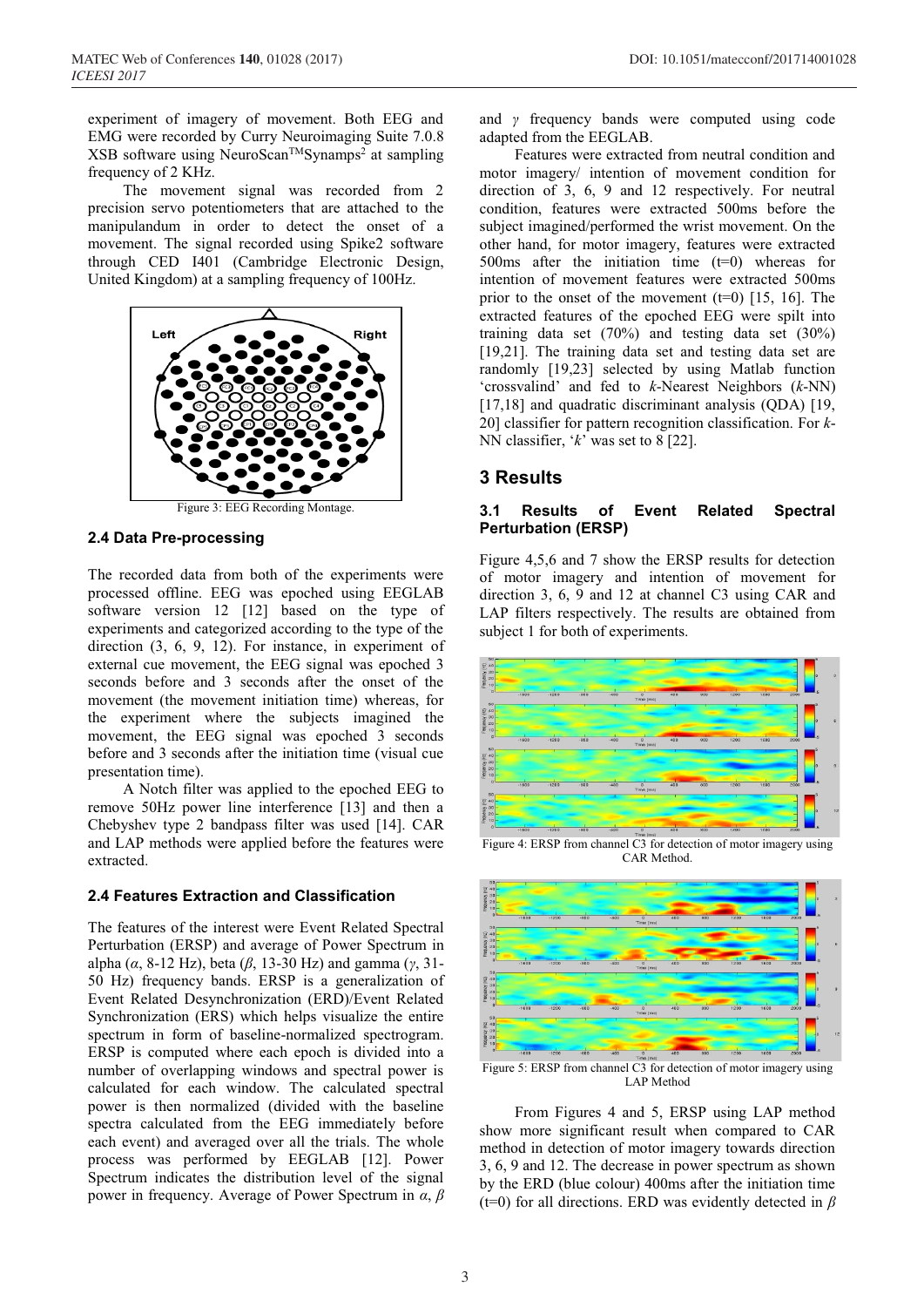experiment of imagery of movement. Both EEG and EMG were recorded by Curry Neuroimaging Suite 7.0.8 XSB software using NeuroScan™Synamps² at sampling frequency of 2 KHz.

The movement signal was recorded from 2 precision servo potentiometers that are attached to the manipulandum in order to detect the onset of a movement. The signal recorded using Spike2 software through CED I401 (Cambridge Electronic Design, United Kingdom) at a sampling frequency of 100Hz.

Figure 3: EEG Recording Montage.

### 2.4 Data Pre-processing

The recorded data from both of the experiments were processed offline. EEG was epoched using EEGLAB software version 12 [12] based on the type of experiments and categorized according to the type of the direction (3, 6, 9, 12). For instance, in experiment of external cue movement, the EEG signal was epoched 3 seconds before and 3 seconds after the onset of the movement (the movement initiation time) whereas, for the experiment where the subjects imagined the movement, the EEG signal was epoched 3 seconds before and 3 seconds after the initiation time (visual cue presentation time).

A Notch filter was applied to the epoched EEG to remove 50Hz power line interference [13] and then a Chebyshev type 2 bandpass filter was used [14]. CAR and LAP methods were applied before the features were extracted.

### 2.4 Features Extraction and Classification

The features of the interest were Event Related Spectral Perturbation (ERSP) and average of Power Spectrum in alpha ($\alpha$, 8-12 Hz), beta ($\beta$, 13-30 Hz) and gamma ($\gamma$, 31-50 Hz) frequency bands. ERSP is a generalization of Event Related Desynchronization (ERD)/Event Related Synchronization (ERS) which helps visualize the entire spectrum in form of baseline-normalized spectrogram. ERSP is computed where each epoch is divided into a number of overlapping windows and spectral power is calculated for each window. The calculated spectral power is then normalized (divided with the baseline spectra calculated from the EEG immediately before each event) and averaged over all the trials. The whole process was performed by EEGLAB [12]. Power Spectrum indicates the distribution level of the signal power in frequency. Average of Power Spectrum in $\alpha$, $\beta$ and $\gamma$ frequency bands were computed using code adapted from the EEGLAB.

Features were extracted from neutral condition and motor imagery/ intention of movement condition for direction of 3, 6, 9 and 12 respectively. For neutral condition, features were extracted 500ms before the subject imagined/performed the wrist movement. On the other hand, for motor imagery, features were extracted 500ms after the initiation time (t=0) whereas for intention of movement features were extracted 500ms prior to the onset of the movement (t=0) [15, 16]. The extracted features of the epoched EEG were spilt into training data set (70%) and testing data set (30%) [19,21]. The training data set and testing data set are randomly [19,23] selected by using Matlab function 'crossvalind' and fed to *k*-Nearest Neighbors (*k*-NN) [17,18] and quadratic discriminant analysis (QDA) [19, 20] classifier for pattern recognition classification. For *k*-NN classifier, '*k*' was set to 8 [22].

## 3 Results

### 3.1 Results of Event Related Spectral Perturbation (ERSP)

Figure 4,5,6 and 7 show the ERSP results for detection of motor imagery and intention of movement for direction 3, 6, 9 and 12 at channel C3 using CAR and LAP filters respectively. The results are obtained from subject 1 for both of experiments.

Figure 4: ERSP from channel C3 for detection of motor imagery using CAR Method.

Figure 5: ERSP from channel C3 for detection of motor imagery using LAP Method

From Figures 4 and 5, ERSP using LAP method show more significant result when compared to CAR method in detection of motor imagery towards direction 3, 6, 9 and 12. The decrease in power spectrum as shown by the ERD (blue colour) 400ms after the initiation time (t=0) for all directions. ERD was evidently detected in $\beta$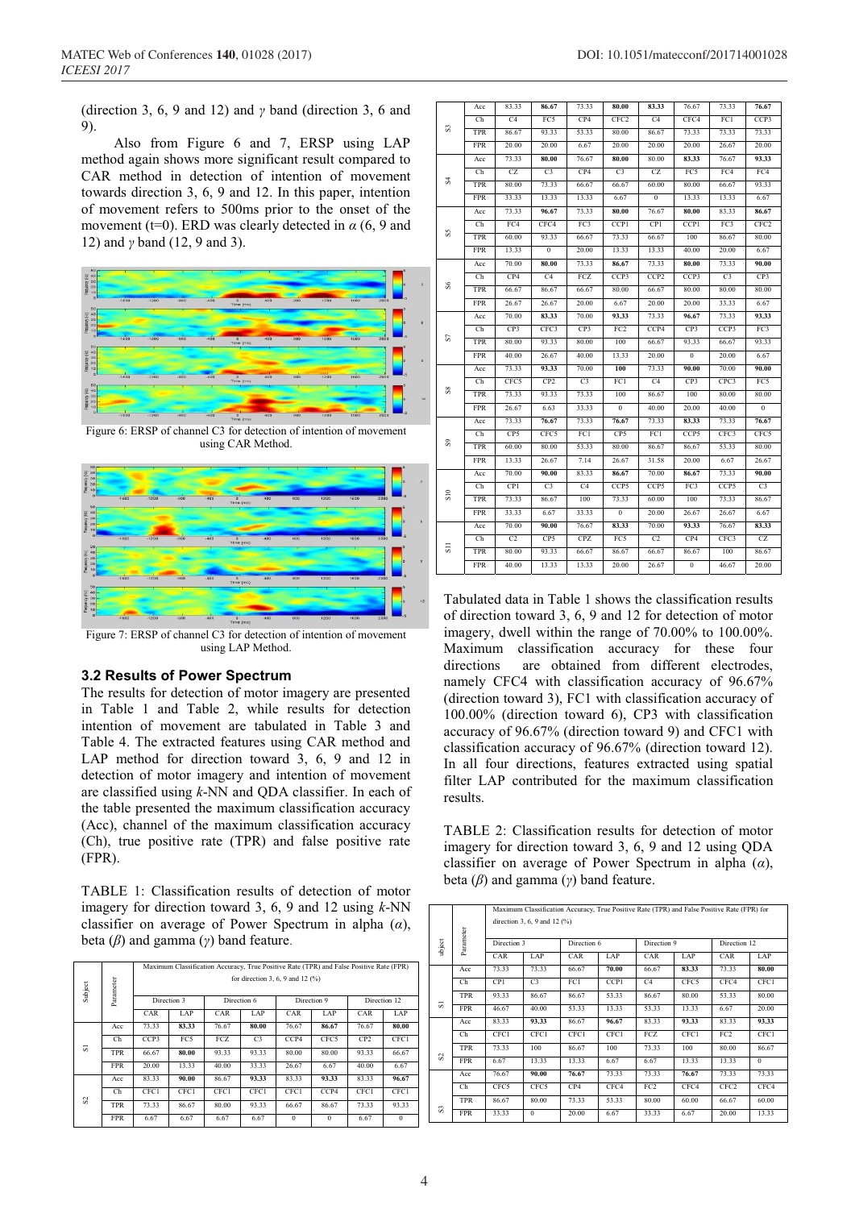(direction 3, 6, 9 and 12) and $\gamma$ band (direction 3, 6 and 9).

Also from Figure 6 and 7, ERSP using LAP method again shows more significant result compared to CAR method in detection of intention of movement towards direction 3, 6, 9 and 12. In this paper, intention of movement refers to 500ms prior to the onset of the movement (t=0). ERD was clearly detected in $\alpha$ (6, 9 and 12) and $\gamma$ band (12, 9 and 3).

Figure 6: ERSP of channel C3 for detection of intention of movement using CAR Method.

Figure 7: ERSP of channel C3 for detection of intention of movement using LAP Method.

### 3.2 Results of Power Spectrum

The results for detection of motor imagery are presented in Table 1 and Table 2, while results for detection intention of movement are tabulated in Table 3 and Table 4. The extracted features using CAR method and LAP method for direction toward 3, 6, 9 and 12 in detection of motor imagery and intention of movement are classified using *k*-NN and QDA classifier. In each of the table presented the maximum classification accuracy (Acc), channel of the maximum classification accuracy (Ch), true positive rate (TPR) and false positive rate (FPR).

TABLE 1: Classification results of detection of motor imagery for direction toward 3, 6, 9 and 12 using *k*-NN classifier on average of Power Spectrum in alpha ($\alpha$), beta ($\beta$) and gamma ($\gamma$) band feature.

| Subject | Parameter | Maximum Classification Accuracy, True Positive Rate (TPR) and False Positive Rate (FPR) for direction 3, 6, 9 and 12 (%) | | | | | | | |
|---|---|---|---|---|---|---|---|---|---|
| | | Direction 3 | | Direction 6 | | Direction 9 | | Direction 12 | |
| | | CAR | LAP | CAR | LAP | CAR | LAP | CAR | LAP |
| S1 | Acc | 73.33 | **83.33** | 76.67 | **80.00** | 76.67 | **86.67** | 76.67 | **80.00** |
| | Ch | CCP3 | FC5 | FCZ | C3 | CCP4 | CFC5 | CP2 | CFC1 |
| | TPR | 66.67 | **80.00** | 93.33 | 93.33 | 80.00 | 80.00 | 93.33 | 66.67 |
| | FPR | 20.00 | 13.33 | 40.00 | 33.33 | 26.67 | 6.67 | 40.00 | 6.67 |
| S2 | Acc | 83.33 | **90.00** | 86.67 | **93.33** | 83.33 | **93.33** | 83.33 | **96.67** |
| | Ch | CFC1 | CFC1 | CFC1 | CFC1 | CFC1 | CCP4 | CFC1 | CFC1 |
| | TPR | 73.33 | 86.67 | 80.00 | 93.33 | 66.67 | 86.67 | 73.33 | 93.33 |
| | FPR | 6.67 | 6.67 | 6.67 | 6.67 | 0 | 0 | 6.67 | 0 |
| S3 | Acc | 83.33 | **86.67** | 73.33 | **80.00** | **83.33** | 76.67 | 73.33 | **76.67** |
| | Ch | C4 | FC5 | CP4 | CFC2 | C4 | CFC4 | FC1 | CCP3 |
| | TPR | 86.67 | 93.33 | 53.33 | 80.00 | 86.67 | 73.33 | 73.33 | 73.33 |
| | FPR | 20.00 | 20.00 | 6.67 | 20.00 | 20.00 | 20.00 | 26.67 | 20.00 |
| S4 | Acc | 73.33 | **80.00** | 76.67 | **80.00** | 80.00 | **83.33** | 76.67 | **93.33** |
| | Ch | CZ | C3 | CP4 | C3 | CZ | FC5 | FC4 | FC4 |
| | TPR | 80.00 | 73.33 | 66.67 | 66.67 | 60.00 | 80.00 | 66.67 | 93.33 |
| | FPR | 33.33 | 13.33 | 13.33 | 6.67 | 0 | 13.33 | 13.33 | 6.67 |
| S5 | Acc | 73.33 | **96.67** | 73.33 | **80.00** | 76.67 | **80.00** | 83.33 | **86.67** |
| | Ch | FC4 | CFC4 | FC3 | CCP1 | CP1 | CCP1 | FC3 | CFC2 |
| | TPR | 60.00 | 93.33 | 66.67 | 73.33 | 66.67 | 100 | 86.67 | 80.00 |
| | FPR | 13.33 | 0 | 20.00 | 13.33 | 13.33 | 40.00 | 20.00 | 6.67 |
| S6 | Acc | 70.00 | **80.00** | 73.33 | **86.67** | 73.33 | **80.00** | 73.33 | **90.00** |
| | Ch | CP4 | C4 | FCZ | CCP3 | CCP2 | CCP3 | C3 | CP3 |
| | TPR | 66.67 | 86.67 | 66.67 | 80.00 | 66.67 | 80.00 | 80.00 | 80.00 |
| | FPR | 26.67 | 26.67 | 20.00 | 6.67 | 20.00 | 20.00 | 33.33 | 6.67 |
| S7 | Acc | 70.00 | **83.33** | 70.00 | **93.33** | 73.33 | **96.67** | 73.33 | **93.33** |
| | Ch | CP3 | CFC3 | CP3 | FC2 | CCP4 | CP3 | CCP3 | FC3 |
| | TPR | 80.00 | 93.33 | 80.00 | 100 | 66.67 | 93.33 | 66.67 | 93.33 |
| | FPR | 40.00 | 26.67 | 40.00 | 13.33 | 20.00 | 0 | 20.00 | 6.67 |
| S8 | Acc | 73.33 | **93.33** | 70.00 | **100** | 73.33 | **90.00** | 70.00 | **90.00** |
| | Ch | CFC5 | CP2 | C3 | FC1 | C4 | CP3 | CPC3 | FC5 |
| | TPR | 73.33 | 93.33 | 73.33 | 100 | 86.67 | 100 | 80.00 | 80.00 |
| | FPR | 26.67 | 6.63 | 33.33 | 0 | 40.00 | 20.00 | 40.00 | 0 |
| S9 | Acc | 73.33 | **76.67** | 73.33 | **76.67** | 73.33 | **83.33** | 73.33 | **76.67** |
| | Ch | CP5 | CFC5 | FC1 | CP5 | FC1 | CCP5 | CFC3 | CFC5 |
| | TPR | 60.00 | 80.00 | 53.33 | 80.00 | 86.67 | 86.67 | 53.33 | 80.00 |
| | FPR | 13.33 | 26.67 | 7.14 | 26.67 | 31.58 | 20.00 | 6.67 | 26.67 |
| S10 | Acc | 70.00 | **90.00** | 83.33 | **86.67** | 70.00 | **86.67** | 73.33 | **90.00** |
| | Ch | CP1 | C3 | C4 | CCP5 | CCP5 | FC3 | CCP5 | C3 |
| | TPR | 73.33 | 86.67 | 100 | 73.33 | 60.00 | 100 | 73.33 | 86.67 |
| | FPR | 33.33 | 6.67 | 33.33 | 0 | 20.00 | 26.67 | 26.67 | 6.67 |
| S11 | Acc | 70.00 | **90.00** | 76.67 | **83.33** | 70.00 | **93.33** | 76.67 | **83.33** |
| | Ch | C2 | CP5 | CPZ | FC5 | C2 | CP4 | CFC3 | CZ |
| | TPR | 80.00 | 93.33 | 66.67 | 86.67 | 66.67 | 86.67 | 100 | 86.67 |
| | FPR | 40.00 | 13.33 | 13.33 | 20.00 | 26.67 | 0 | 46.67 | 20.00 |

Tabulated data in Table 1 shows the classification results of direction toward 3, 6, 9 and 12 for detection of motor imagery, dwell within the range of 70.00% to 100.00%. Maximum classification accuracy for these four directions are obtained from different electrodes, namely CFC4 with classification accuracy of 96.67% (direction toward 3), FC1 with classification accuracy of 100.00% (direction toward 6), CP3 with classification accuracy of 96.67% (direction toward 9) and CFC1 with classification accuracy of 96.67% (direction toward 12). In all four directions, features extracted using spatial filter LAP contributed for the maximum classification results.

TABLE 2: Classification results for detection of motor imagery for direction toward 3, 6, 9 and 12 using QDA classifier on average of Power Spectrum in alpha ($\alpha$), beta ($\beta$) and gamma ($\gamma$) band feature.

| subject | Parameter | Maximum Classification Accuracy, True Positive Rate (TPR) and False Positive Rate (FPR) for direction 3, 6, 9 and 12 (%) | | | | | | | |
|---|---|---|---|---|---|---|---|---|---|
| | | Direction 3 | | Direction 6 | | Direction 9 | | Direction 12 | |
| | | CAR | LAP | CAR | LAP | CAR | LAP | CAR | LAP |
| S1 | Acc | 73.33 | 73.33 | 66.67 | **70.00** | 66.67 | **83.33** | 73.33 | **80.00** |
| | Ch | CP1 | C3 | FC1 | CCP1 | C4 | CFC5 | CFC4 | CFC1 |
| | TPR | 93.33 | 86.67 | 86.67 | 53.33 | 86.67 | 80.00 | 53.33 | 80.00 |
| | FPR | 46.67 | 40.00 | 53.33 | 13.33 | 53.33 | 13.33 | 6.67 | 20.00 |
| S2 | Acc | 83.33 | **93.33** | 86.67 | **96.67** | 83.33 | **93.33** | 83.33 | **93.33** |
| | Ch | CFC1 | CFC1 | CFC1 | CFC1 | FCZ | CFC1 | FC2 | CFC1 |
| | TPR | 73.33 | 100 | 86.67 | 100 | 73.33 | 100 | 80.00 | 86.67 |
| | FPR | 6.67 | 13.33 | 13.33 | 6.67 | 6.67 | 13.33 | 13.33 | 0 |
| S3 | Acc | 76.67 | **90.00** | **76.67** | 73.33 | 73.33 | **76.67** | 73.33 | 73.33 |
| | Ch | CFC5 | CFC5 | CP4 | CFC4 | FC2 | CFC4 | CFC2 | CFC4 |
| | TPR | 86.67 | 80.00 | 73.33 | 53.33 | 80.00 | 60.00 | 66.67 | 60.00 |
| | FPR | 33.33 | 0 | 20.00 | 6.67 | 33.33 | 6.67 | 20.00 | 13.33 |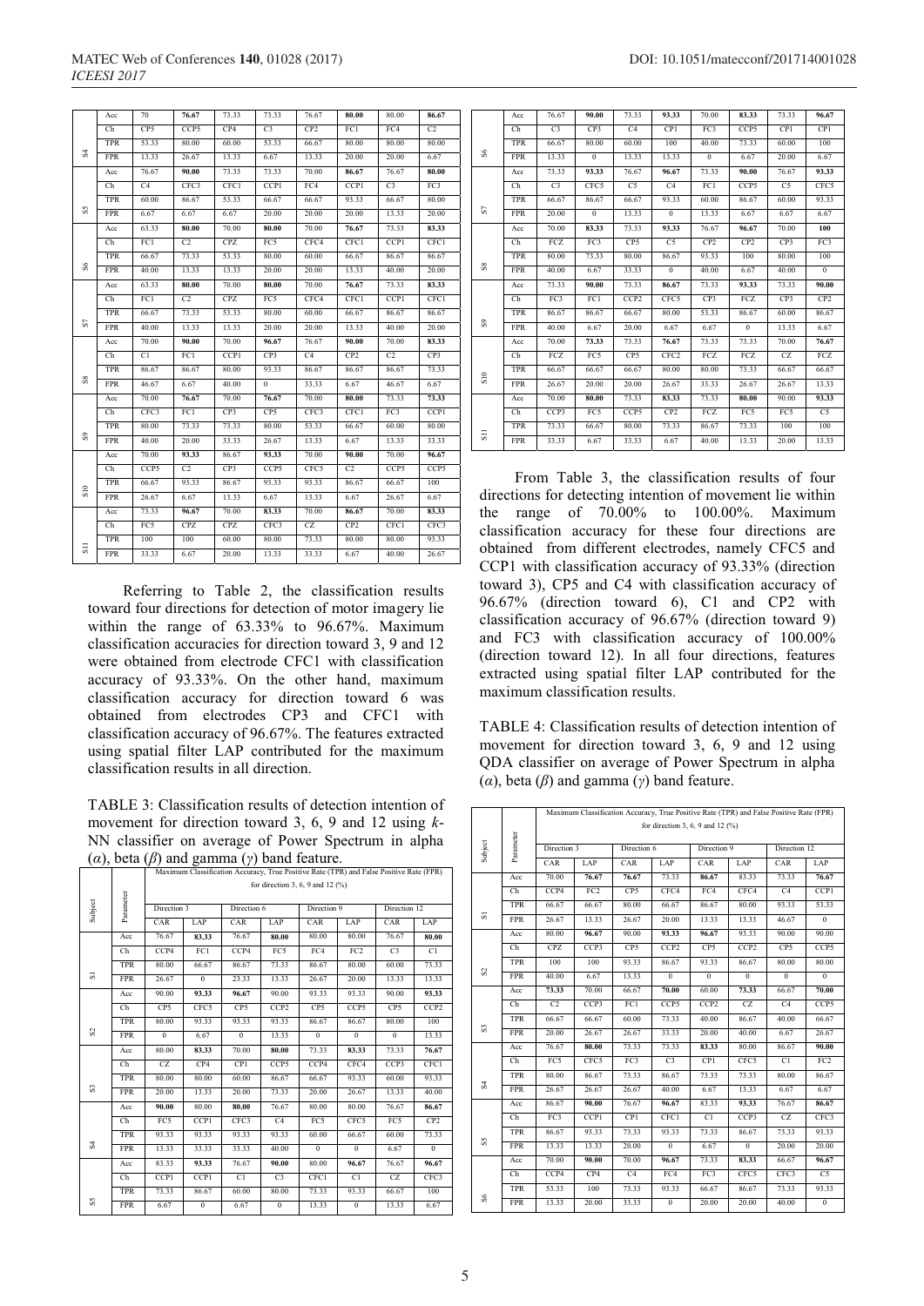| Subject | Parameter | CAR | LAP | CAR | LAP | CAR | LAP | CAR | LAP |
|---|---|---|---|---|---|---|---|---|---|
| S4 | Acc | 70 | **76.67** | 73.33 | 73.33 | 76.67 | **80.00** | 80.00 | **86.67** |
| | Ch | CP5 | CCP5 | CP4 | C3 | CP2 | FC1 | FC4 | C2 |
| | TPR | 53.33 | 80.00 | 60.00 | 53.33 | 66.67 | 80.00 | 80.00 | 80.00 |
| | FPR | 13.33 | 26.67 | 13.33 | 6.67 | 13.33 | 20.00 | 20.00 | 6.67 |
| S5 | Acc | 76.67 | **90.00** | 73.33 | 73.33 | 70.00 | **86.67** | 76.67 | **80.00** |
| | Ch | C4 | CFC3 | CFC1 | CCP1 | FC4 | CCP1 | C3 | FC3 |
| | TPR | 60.00 | 86.67 | 53.33 | 66.67 | 66.67 | 93.33 | 66.67 | 80.00 |
| | FPR | 6.67 | 6.67 | 6.67 | 20.00 | 20.00 | 20.00 | 13.33 | 20.00 |
| S6 | Acc | 63.33 | **80.00** | 70.00 | **80.00** | 70.00 | **76.67** | 73.33 | **83.33** |
| | Ch | FC1 | C2 | CPZ | FC5 | CFC4 | CFC1 | CCP1 | CFC1 |
| | TPR | 66.67 | 73.33 | 53.33 | 80.00 | 60.00 | 66.67 | 86.67 | 86.67 |
| | FPR | 40.00 | 13.33 | 13.33 | 20.00 | 20.00 | 13.33 | 40.00 | 20.00 |
| S7 | Acc | 63.33 | **80.00** | 70.00 | **80.00** | 70.00 | **76.67** | 73.33 | **83.33** |
| | Ch | FC1 | C2 | CPZ | FC5 | CFC4 | CFC1 | CCP1 | CFC1 |
| | TPR | 66.67 | 73.33 | 53.33 | 80.00 | 60.00 | 66.67 | 86.67 | 86.67 |
| | FPR | 40.00 | 13.33 | 13.33 | 20.00 | 20.00 | 13.33 | 40.00 | 20.00 |
| S8 | Acc | 70.00 | **90.00** | 70.00 | **96.67** | 76.67 | **90.00** | 70.00 | **83.33** |
| | Ch | C1 | FC1 | CCP1 | CP3 | C4 | CP2 | C2 | CP3 |
| | TPR | 86.67 | 86.67 | 80.00 | 93.33 | 86.67 | 86.67 | 86.67 | 73.33 |
| | FPR | 46.67 | 6.67 | 40.00 | 0 | 33.33 | 6.67 | 46.67 | 6.67 |
| S9 | Acc | 70.00 | **76.67** | 70.00 | **76.67** | 70.00 | **80.00** | 73.33 | **73.33** |
| | Ch | CFC3 | FC1 | CP3 | CP5 | CFC3 | CFC1 | FC3 | CCP1 |
| | TPR | 80.00 | 73.33 | 73.33 | 80.00 | 53.33 | 66.67 | 60.00 | 80.00 |
| | FPR | 40.00 | 20.00 | 33.33 | 26.67 | 13.33 | 6.67 | 13.33 | 33.33 |
| S10 | Acc | 70.00 | **93.33** | 86.67 | **93.33** | 70.00 | **90.00** | 70.00 | **96.67** |
| | Ch | CCP5 | C2 | CP3 | CCP5 | CFC5 | C2 | CCP5 | CCP5 |
| | TPR | 66.67 | 93.33 | 86.67 | 93.33 | 93.33 | 86.67 | 66.67 | 100 |
| | FPR | 26.67 | 6.67 | 13.33 | 6.67 | 13.33 | 6.67 | 26.67 | 6.67 |
| S11 | Acc | 73.33 | **96.67** | 70.00 | **83.33** | 70.00 | **86.67** | 70.00 | **83.33** |
| | Ch | FC5 | CPZ | CPZ | CFC3 | CZ | CP2 | CFC1 | CFC3 |
| | TPR | 100 | 100 | 60.00 | 80.00 | 73.33 | 80.00 | 80.00 | 93.33 |
| | FPR | 33.33 | 6.67 | 20.00 | 13.33 | 33.33 | 6.67 | 40.00 | 26.67 |

Referring to Table 2, the classification results toward four directions for detection of motor imagery lie within the range of 63.33% to 96.67%. Maximum classification accuracies for direction toward 3, 9 and 12 were obtained from electrode CFC1 with classification accuracy of 93.33%. On the other hand, maximum classification accuracy for direction toward 6 was obtained from electrodes CP3 and CFC1 with classification accuracy of 96.67%. The features extracted using spatial filter LAP contributed for the maximum classification results in all direction.

TABLE 3: Classification results of detection intention of movement for direction toward 3, 6, 9 and 12 using *k*-NN classifier on average of Power Spectrum in alpha ($\alpha$), beta ($\beta$) and gamma ($\gamma$) band feature.

| Subject | Parameter | Maximum Classification Accuracy, True Positive Rate (TPR) and False Positive Rate (FPR) for direction 3, 6, 9 and 12 (%) | | | | | | | |
|---|---|---|---|---|---|---|---|---|---|
| | | Direction 3 | | Direction 6 | | Direction 9 | | Direction 12 | |
| | | CAR | LAP | CAR | LAP | CAR | LAP | CAR | LAP |
| S1 | Acc | 76.67 | **83.33** | 76.67 | **80.00** | 80.00 | 80.00 | 76.67 | **80.00** |
| | Ch | CCP4 | FC1 | CCP4 | FC5 | FC4 | FC2 | C3 | C1 |
| | TPR | 80.00 | 66.67 | 86.67 | 73.33 | 86.67 | 80.00 | 60.00 | 73.33 |
| | FPR | 26.67 | 0 | 23.33 | 13.33 | 26.67 | 20.00 | 13.33 | 13.33 |
| S2 | Acc | 90.00 | **93.33** | **96.67** | 90.00 | 93.33 | 93.33 | 90.00 | **93.33** |
| | Ch | CP5 | CFC5 | CP5 | CCP2 | CP5 | CCP5 | CP5 | CCP2 |
| | TPR | 80.00 | 93.33 | 93.33 | 93.33 | 86.67 | 86.67 | 80.00 | 100 |
| | FPR | 0 | 6.67 | 0 | 13.33 | 0 | 0 | 0 | 13.33 |
| S3 | Acc | 80.00 | **83.33** | 70.00 | **80.00** | 73.33 | **83.33** | 73.33 | **76.67** |
| | Ch | CZ | CP4 | CP1 | CCP5 | CCP4 | CFC4 | CCP3 | CFC1 |
| | TPR | 80.00 | 80.00 | 60.00 | 93.33 | 66.67 | 93.33 | 60.00 | 93.33 |
| | FPR | 20.00 | 13.33 | 20.00 | 73.33 | 20.00 | 26.67 | 13.33 | 40.00 |
| S4 | Acc | **90.00** | 80.00 | **80.00** | 76.67 | 80.00 | 80.00 | 76.67 | **86.67** |
| | Ch | FC5 | CCP1 | CFC3 | C4 | FC5 | CFC5 | FC5 | CP2 |
| | TPR | 93.33 | 93.33 | 93.33 | 93.33 | 60.00 | 66.67 | 60.00 | 73.33 |
| | FPR | 13.33 | 33.33 | 33.33 | 40.00 | 0 | 0 | 6.67 | 0 |
| S5 | Acc | 83.33 | **93.33** | 76.67 | **90.00** | 80.00 | **96.67** | 76.67 | **96.67** |
| | Ch | CCP1 | CCP1 | C1 | C3 | CFC1 | C1 | CZ | CFC3 |
| | TPR | 73.33 | 86.67 | 60.00 | 80.00 | 73.33 | 93.33 | 66.67 | 100 |
| | FPR | 6.67 | 0 | 6.67 | 0 | 13.33 | 0 | 13.33 | 6.67 |
| S6 | Acc | 76.67 | **90.00** | 73.33 | **93.33** | 70.00 | **83.33** | 73.33 | **96.67** |
| | Ch | C3 | CP3 | C4 | CP1 | FC3 | CCP5 | CP1 | CP1 |
| | TPR | 66.67 | 80.00 | 60.00 | 100 | 40.00 | 73.33 | 60.00 | 100 |
| | FPR | 13.33 | 0 | 13.33 | 13.33 | 0 | 6.67 | 20.00 | 6.67 |
| S7 | Acc | 73.33 | **93.33** | 76.67 | **96.67** | 73.33 | **90.00** | 76.67 | **93.33** |
| | Ch | C3 | CFC5 | C5 | C4 | FC1 | CCP5 | C5 | CFC5 |
| | TPR | 66.67 | 86.67 | 66.67 | 93.33 | 60.00 | 86.67 | 60.00 | 93.33 |
| | FPR | 20.00 | 0 | 13.33 | 0 | 13.33 | 6.67 | 6.67 | 6.67 |
| S8 | Acc | 70.00 | **83.33** | 73.33 | **93.33** | 76.67 | **96.67** | 70.00 | **100** |
| | Ch | FCZ | FC3 | CP5 | C5 | CP2 | CP2 | CP3 | FC3 |
| | TPR | 80.00 | 73.33 | 80.00 | 86.67 | 93.33 | 100 | 80.00 | 100 |
| | FPR | 40.00 | 6.67 | 33.33 | 0 | 40.00 | 6.67 | 40.00 | 0 |
| S9 | Acc | 73.33 | **90.00** | 73.33 | **86.67** | 73.33 | **93.33** | 73.33 | **90.00** |
| | Ch | FC3 | FC1 | CCP2 | CFC5 | CP3 | FCZ | CP3 | CP2 |
| | TPR | 86.67 | 86.67 | 66.67 | 80.00 | 53.33 | 86.67 | 60.00 | 86.67 |
| | FPR | 40.00 | 6.67 | 20.00 | 6.67 | 6.67 | 0 | 13.33 | 6.67 |
| S10 | Acc | 70.00 | **73.33** | 73.33 | **76.67** | 73.33 | 73.33 | 70.00 | **76.67** |
| | Ch | FCZ | FC5 | CP5 | CFC2 | FCZ | FCZ | CZ | FCZ |
| | TPR | 66.67 | 66.67 | 66.67 | 80.00 | 80.00 | 73.33 | 66.67 | 66.67 |
| | FPR | 26.67 | 20.00 | 20.00 | 26.67 | 33.33 | 26.67 | 26.67 | 13.33 |
| S11 | Acc | 70.00 | **80.00** | 73.33 | **83.33** | 73.33 | **80.00** | 90.00 | **93.33** |
| | Ch | CCP3 | FC5 | CCP5 | CP2 | FCZ | FC5 | FC5 | C5 |
| | TPR | 73.33 | 66.67 | 80.00 | 73.33 | 86.67 | 73.33 | 100 | 100 |
| | FPR | 33.33 | 6.67 | 33.33 | 6.67 | 40.00 | 13.33 | 20.00 | 13.33 |

From Table 3, the classification results of four directions for detecting intention of movement lie within the range of 70.00% to 100.00%. Maximum classification accuracy for these four directions are obtained from different electrodes, namely CFC5 and CCP1 with classification accuracy of 93.33% (direction toward 3), CP5 and C4 with classification accuracy of 96.67% (direction toward 6), C1 and CP2 with classification accuracy of 96.67% (direction toward 9) and FC3 with classification accuracy of 100.00% (direction toward 12). In all four directions, features extracted using spatial filter LAP contributed for the maximum classification results.

TABLE 4: Classification results of detection intention of movement for direction toward 3, 6, 9 and 12 using QDA classifier on average of Power Spectrum in alpha ($\alpha$), beta ($\beta$) and gamma ($\gamma$) band feature.

| Subject | Parameter | Maximum Classification Accuracy, True Positive Rate (TPR) and False Positive Rate (FPR) for direction 3, 6, 9 and 12 (%) | | | | | | | |
|---|---|---|---|---|---|---|---|---|---|
| | | Direction 3 | | Direction 6 | | Direction 9 | | Direction 12 | |
| | | CAR | LAP | CAR | LAP | CAR | LAP | CAR | LAP |
| S1 | Acc | 70.00 | **76.67** | **76.67** | 73.33 | **86.67** | 83.33 | 73.33 | **76.67** |
| | Ch | CCP4 | FC2 | CP5 | CFC4 | FC4 | CFC4 | C4 | CCP1 |
| | TPR | 66.67 | 66.67 | 80.00 | 66.67 | 86.67 | 80.00 | 93.33 | 53.33 |
| | FPR | 26.67 | 13.33 | 26.67 | 20.00 | 13.33 | 13.33 | 46.67 | 0 |
| S2 | Acc | 80.00 | **96.67** | 90.00 | **93.33** | **96.67** | 93.33 | 90.00 | 90.00 |
| | Ch | CPZ | CCP3 | CP5 | CCP2 | CP5 | CCP2 | CP5 | CCP5 |
| | TPR | 100 | 100 | 93.33 | 86.67 | 93.33 | 86.67 | 80.00 | 80.00 |
| | FPR | 40.00 | 6.67 | 13.33 | 0 | 0 | 0 | 0 | 0 |
| S3 | Acc | **73.33** | 70.00 | 66.67 | **70.00** | 60.00 | **73.33** | 66.67 | **70.00** |
| | Ch | C2 | CCP3 | FC1 | CCP5 | CCP2 | CZ | C4 | CCP5 |
| | TPR | 66.67 | 66.67 | 60.00 | 73.33 | 40.00 | 86.67 | 40.00 | 66.67 |
| | FPR | 20.00 | 26.67 | 26.67 | 33.33 | 20.00 | 40.00 | 6.67 | 26.67 |
| S4 | Acc | 76.67 | **80.00** | 73.33 | 73.33 | **83.33** | 80.00 | 86.67 | **90.00** |
| | Ch | FC5 | CFC5 | FC3 | C3 | CP1 | CFC5 | C1 | FC2 |
| | TPR | 80.00 | 86.67 | 73.33 | 86.67 | 73.33 | 73.33 | 80.00 | 86.67 |
| | FPR | 26.67 | 26.67 | 26.67 | 40.00 | 6.67 | 13.33 | 6.67 | 6.67 |
| S5 | Acc | 86.67 | **90.00** | 76.67 | **96.67** | 83.33 | **93.33** | 76.67 | **86.67** |
| | Ch | FC3 | CCP1 | CP1 | CFC1 | C1 | CCP3 | CZ | CFC3 |
| | TPR | 86.67 | 93.33 | 73.33 | 93.33 | 73.33 | 86.67 | 73.33 | 93.33 |
| | FPR | 13.33 | 13.33 | 20.00 | 0 | 6.67 | 0 | 20.00 | 20.00 |
| S6 | Acc | 70.00 | **90.00** | 70.00 | **96.67** | 73.33 | **83.33** | 66.67 | **96.67** |
| | Ch | CCP4 | CP4 | C4 | FC4 | FC3 | CFC5 | CFC3 | C5 |
| | TPR | 53.33 | 100 | 73.33 | 93.33 | 66.67 | 86.67 | 73.33 | 93.33 |
| | FPR | 13.33 | 20.00 | 33.33 | 0 | 20.00 | 20.00 | 40.00 | 0 |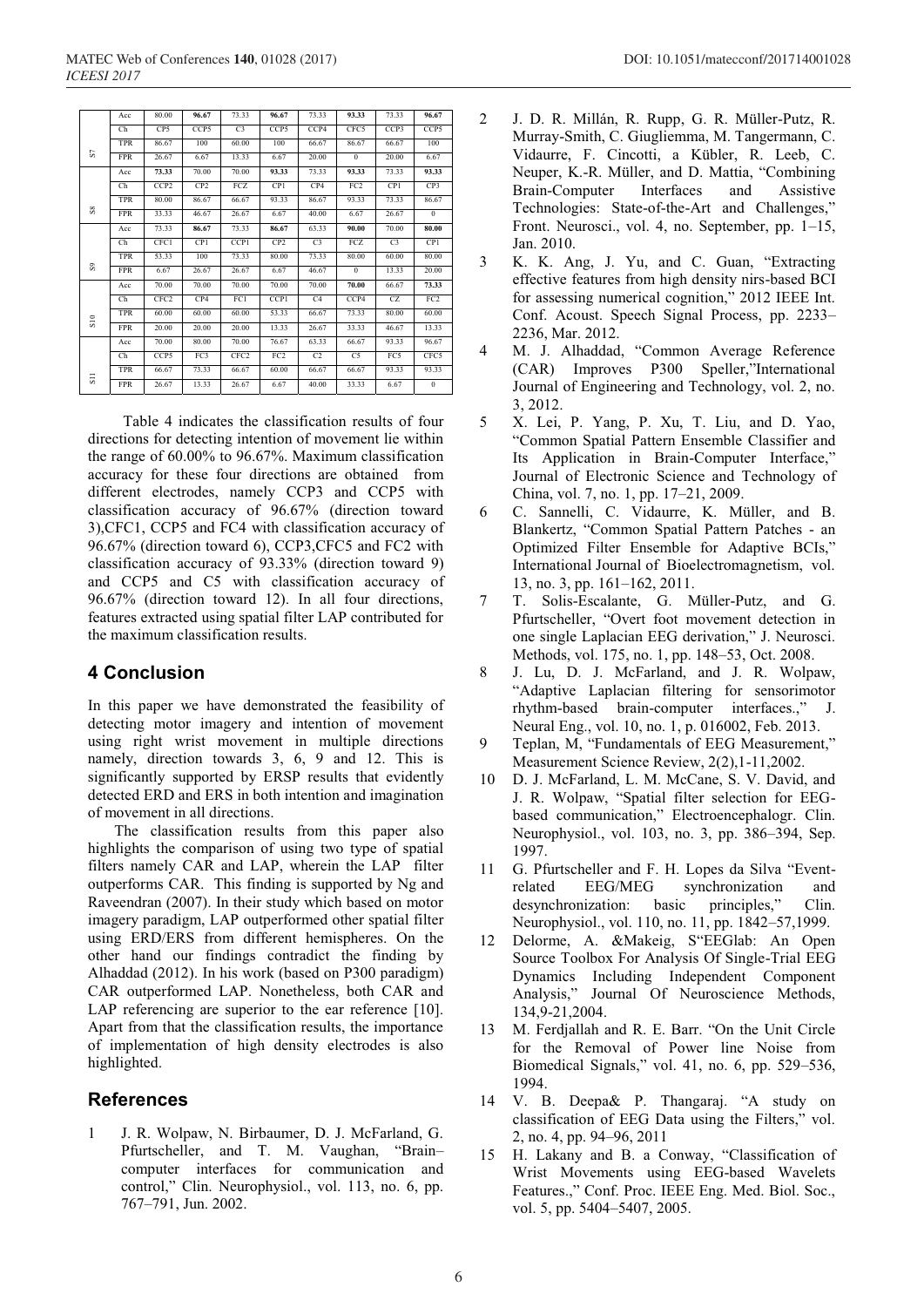|  |  |  |  |  |  |  |  |  |  |  |
|---|---|---|---|---|---|---|---|---|---|---|
| S7 | Acc | 80.00 | **96.67** | 73.33 | **96.67** | 73.33 | **93.33** | 73.33 | **96.67** |
|  | Ch | CP5 | CCP5 | C3 | CCP5 | CCP4 | CFC5 | CCP3 | CCP5 |
|  | TPR | 86.67 | 100 | 60.00 | 100 | 66.67 | 86.67 | 66.67 | 100 |
|  | FPR | 26.67 | 6.67 | 13.33 | 6.67 | 20.00 | 0 | 20.00 | 6.67 |
| S8 | Acc | **73.33** | 70.00 | 70.00 | **93.33** | 73.33 | **93.33** | 73.33 | **93.33** |
|  | Ch | CCP2 | CP2 | FCZ | CP1 | CP4 | FC2 | CP1 | CP3 |
|  | TPR | 80.00 | 86.67 | 66.67 | 93.33 | 86.67 | 93.33 | 73.33 | 86.67 |
|  | FPR | 33.33 | 46.67 | 26.67 | 6.67 | 40.00 | 6.67 | 26.67 | 0 |
| S9 | Acc | 73.33 | **86.67** | 73.33 | **86.67** | 63.33 | **90.00** | 70.00 | **80.00** |
|  | Ch | CFC1 | CP1 | CCP1 | CP2 | C3 | FCZ | C3 | CP1 |
|  | TPR | 53.33 | 100 | 73.33 | 80.00 | 73.33 | 80.00 | 60.00 | 80.00 |
|  | FPR | 6.67 | 26.67 | 26.67 | 6.67 | 46.67 | 0 | 13.33 | 20.00 |
| S10 | Acc | 70.00 | 70.00 | 70.00 | 70.00 | 70.00 | **70.00** | 66.67 | **73.33** |
|  | Ch | CFC2 | CP4 | FC1 | CCP1 | C4 | CCP4 | CZ | FC2 |
|  | TPR | 60.00 | 60.00 | 60.00 | 53.33 | 66.67 | 73.33 | 80.00 | 60.00 |
|  | FPR | 20.00 | 20.00 | 20.00 | 13.33 | 26.67 | 33.33 | 46.67 | 13.33 |
| S11 | Acc | 70.00 | 80.00 | 70.00 | 76.67 | 63.33 | 66.67 | 93.33 | 96.67 |
|  | Ch | CCP5 | FC3 | CFC2 | FC2 | C2 | C5 | FC5 | CFC5 |
|  | TPR | 66.67 | 73.33 | 66.67 | 60.00 | 66.67 | 66.67 | 93.33 | 93.33 |
|  | FPR | 26.67 | 13.33 | 26.67 | 6.67 | 40.00 | 33.33 | 6.67 | 0 |

Table 4 indicates the classification results of four directions for detecting intention of movement lie within the range of 60.00% to 96.67%. Maximum classification accuracy for these four directions are obtained from different electrodes, namely CCP3 and CCP5 with classification accuracy of 96.67% (direction toward 3),CFC1, CCP5 and FC4 with classification accuracy of 96.67% (direction toward 6), CCP3,CFC5 and FC2 with classification accuracy of 93.33% (direction toward 9) and CCP5 and C5 with classification accuracy of 96.67% (direction toward 12). In all four directions, features extracted using spatial filter LAP contributed for the maximum classification results.

## 4 Conclusion

In this paper we have demonstrated the feasibility of detecting motor imagery and intention of movement using right wrist movement in multiple directions namely, direction towards 3, 6, 9 and 12. This is significantly supported by ERSP results that evidently detected ERD and ERS in both intention and imagination of movement in all directions.

The classification results from this paper also highlights the comparison of using two type of spatial filters namely CAR and LAP, wherein the LAP filter outperforms CAR. This finding is supported by Ng and Raveendran (2007). In their study which based on motor imagery paradigm, LAP outperformed other spatial filter using ERD/ERS from different hemispheres. On the other hand our findings contradict the finding by Alhaddad (2012). In his work (based on P300 paradigm) CAR outperformed LAP. Nonetheless, both CAR and LAP referencing are superior to the ear reference [10]. Apart from that the classification results, the importance of implementation of high density electrodes is also highlighted.

## References

1. J. R. Wolpaw, N. Birbaumer, D. J. McFarland, G. Pfurtscheller, and T. M. Vaughan, "Brain–computer interfaces for communication and control," Clin. Neurophysiol., vol. 113, no. 6, pp. 767–791, Jun. 2002.
2. J. D. R. Millán, R. Rupp, G. R. Müller-Putz, R. Murray-Smith, C. Giugliemma, M. Tangermann, C. Vidaurre, F. Cincotti, a Kübler, R. Leeb, C. Neuper, K.-R. Müller, and D. Mattia, "Combining Brain-Computer Interfaces and Assistive Technologies: State-of-the-Art and Challenges," Front. Neurosci., vol. 4, no. September, pp. 1–15, Jan. 2010.
3. K. K. Ang, J. Yu, and C. Guan, "Extracting effective features from high density nirs-based BCI for assessing numerical cognition," 2012 IEEE Int. Conf. Acoust. Speech Signal Process, pp. 2233–2236, Mar. 2012.
4. M. J. Alhaddad, "Common Average Reference (CAR) Improves P300 Speller,"International Journal of Engineering and Technology, vol. 2, no. 3, 2012.
5. X. Lei, P. Yang, P. Xu, T. Liu, and D. Yao, "Common Spatial Pattern Ensemble Classifier and Its Application in Brain-Computer Interface," Journal of Electronic Science and Technology of China, vol. 7, no. 1, pp. 17–21, 2009.
6. C. Sannelli, C. Vidaurre, K. Müller, and B. Blankertz, "Common Spatial Pattern Patches - an Optimized Filter Ensemble for Adaptive BCIs," International Journal of Bioelectromagnetism, vol. 13, no. 3, pp. 161–162, 2011.
7. T. Solis-Escalante, G. Müller-Putz, and G. Pfurtscheller, "Overt foot movement detection in one single Laplacian EEG derivation," J. Neurosci. Methods, vol. 175, no. 1, pp. 148–53, Oct. 2008.
8. J. Lu, D. J. McFarland, and J. R. Wolpaw, "Adaptive Laplacian filtering for sensorimotor rhythm-based brain-computer interfaces.," J. Neural Eng., vol. 10, no. 1, p. 016002, Feb. 2013.
9. Teplan, M, "Fundamentals of EEG Measurement," Measurement Science Review, 2(2),1-11,2002.
10. D. J. McFarland, L. M. McCane, S. V. David, and J. R. Wolpaw, "Spatial filter selection for EEG-based communication," Electroencephalogr. Clin. Neurophysiol., vol. 103, no. 3, pp. 386–394, Sep. 1997.
11. G. Pfurtscheller and F. H. Lopes da Silva "Event-related EEG/MEG synchronization and desynchronization: basic principles," Clin. Neurophysiol., vol. 110, no. 11, pp. 1842–57,1999.
12. Delorme, A. &Makeig, S"EEGlab: An Open Source Toolbox For Analysis Of Single-Trial EEG Dynamics Including Independent Component Analysis," Journal Of Neuroscience Methods, 134,9-21,2004.
13. M. Ferdjallah and R. E. Barr. "On the Unit Circle for the Removal of Power line Noise from Biomedical Signals," vol. 41, no. 6, pp. 529–536, 1994.
14. V. B. Deepa& P. Thangaraj. "A study on classification of EEG Data using the Filters," vol. 2, no. 4, pp. 94–96, 2011
15. H. Lakany and B. a Conway, "Classification of Wrist Movements using EEG-based Wavelets Features.," Conf. Proc. IEEE Eng. Med. Biol. Soc., vol. 5, pp. 5404–5407, 2005.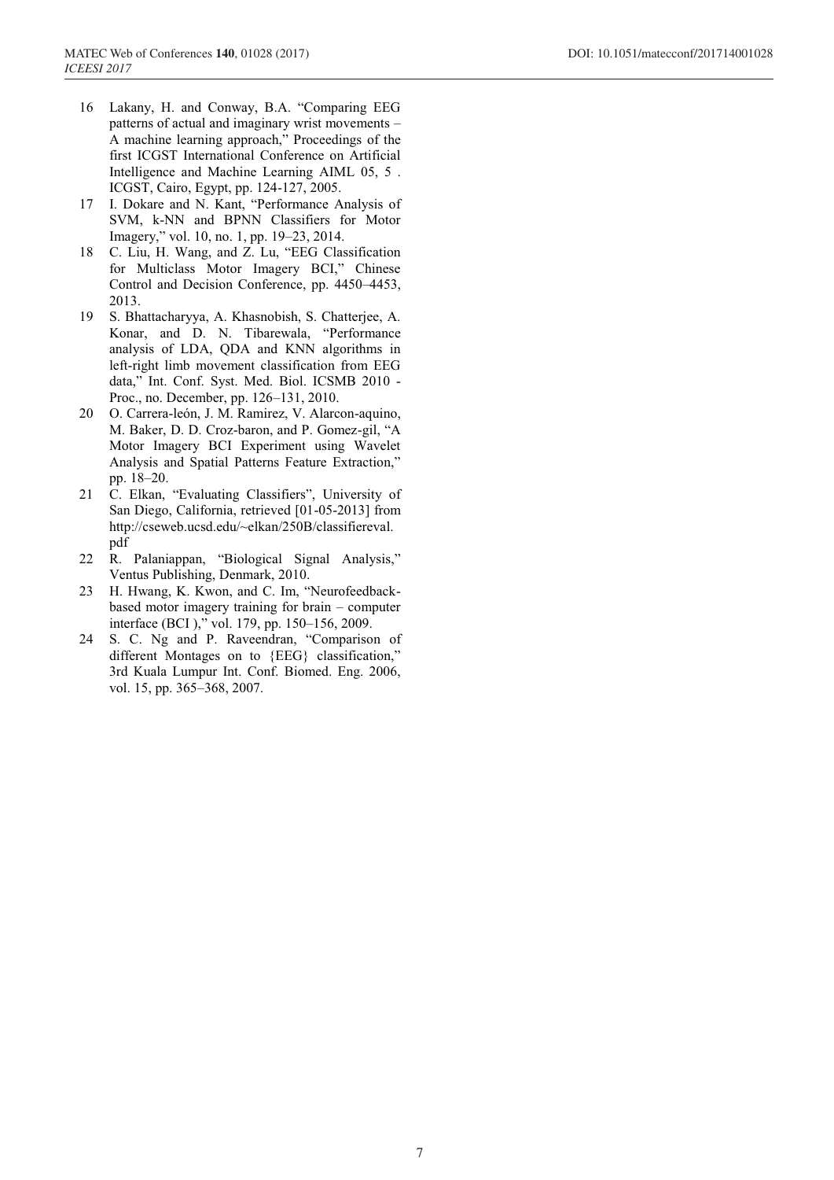16 Lakany, H. and Conway, B.A. "Comparing EEG patterns of actual and imaginary wrist movements – A machine learning approach," Proceedings of the first ICGST International Conference on Artificial Intelligence and Machine Learning AIML 05, 5 . ICGST, Cairo, Egypt, pp. 124-127, 2005.

17 I. Dokare and N. Kant, "Performance Analysis of SVM, k-NN and BPNN Classifiers for Motor Imagery," vol. 10, no. 1, pp. 19–23, 2014.

18 C. Liu, H. Wang, and Z. Lu, "EEG Classification for Multiclass Motor Imagery BCI," Chinese Control and Decision Conference, pp. 4450–4453, 2013.

19 S. Bhattacharyya, A. Khasnobish, S. Chatterjee, A. Konar, and D. N. Tibarewala, "Performance analysis of LDA, QDA and KNN algorithms in left-right limb movement classification from EEG data," Int. Conf. Syst. Med. Biol. ICSMB 2010 - Proc., no. December, pp. 126–131, 2010.

20 O. Carrera-león, J. M. Ramirez, V. Alarcon-aquino, M. Baker, D. D. Croz-baron, and P. Gomez-gil, "A Motor Imagery BCI Experiment using Wavelet Analysis and Spatial Patterns Feature Extraction," pp. 18–20.

21 C. Elkan, "Evaluating Classifiers", University of San Diego, California, retrieved [01-05-2013] from http://cseweb.ucsd.edu/~elkan/250B/classifiereval.pdf

22 R. Palaniappan, "Biological Signal Analysis," Ventus Publishing, Denmark, 2010.

23 H. Hwang, K. Kwon, and C. Im, "Neurofeedback-based motor imagery training for brain – computer interface (BCI )," vol. 179, pp. 150–156, 2009.

24 S. C. Ng and P. Raveendran, "Comparison of different Montages on to {EEG} classification," 3rd Kuala Lumpur Int. Conf. Biomed. Eng. 2006, vol. 15, pp. 365–368, 2007.